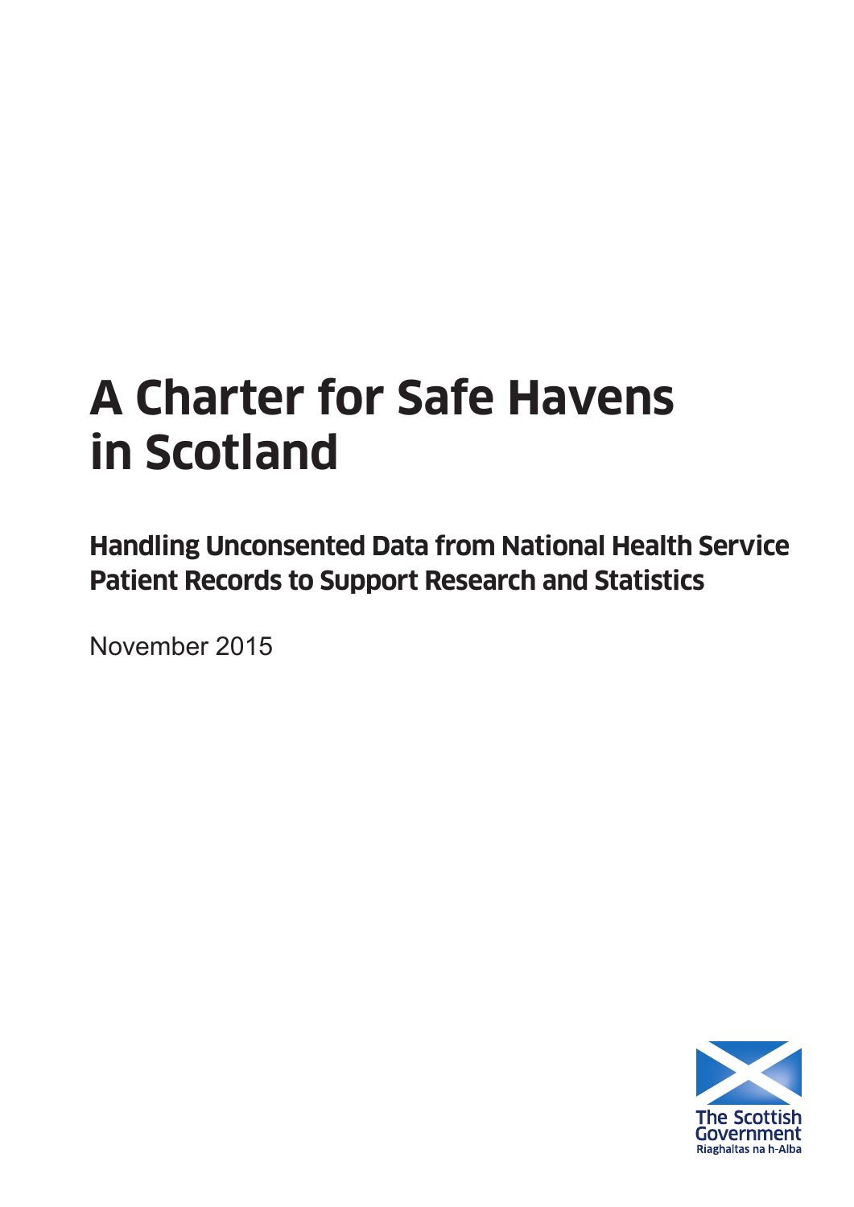# A Charter for Safe Havens in Scotland

## Handling Unconsented Data from National Health Service Patient Records to Support Research and Statistics

November 2015

The Scottish Government
Riaghaltas na h-Alba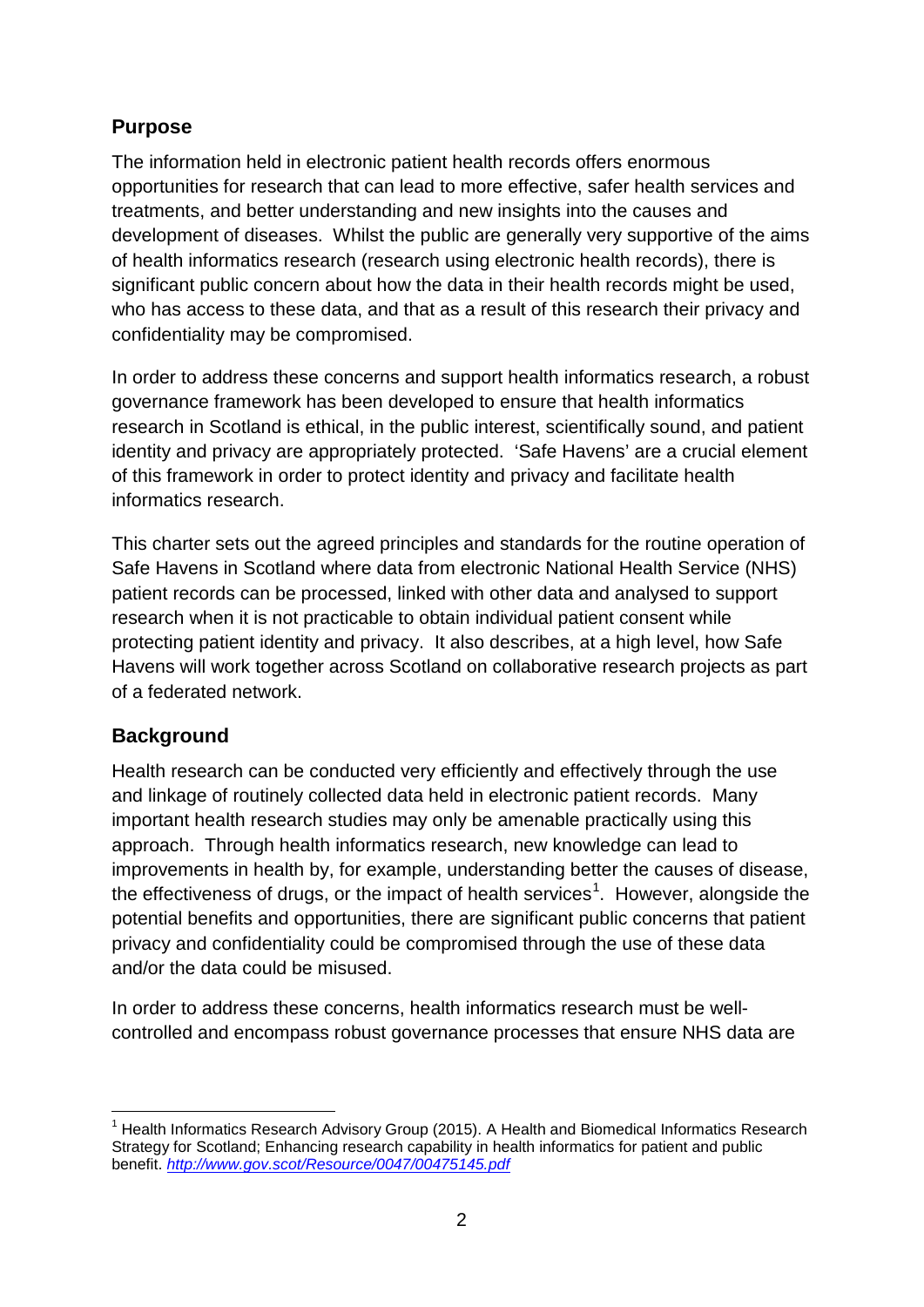## Purpose

The information held in electronic patient health records offers enormous opportunities for research that can lead to more effective, safer health services and treatments, and better understanding and new insights into the causes and development of diseases. Whilst the public are generally very supportive of the aims of health informatics research (research using electronic health records), there is significant public concern about how the data in their health records might be used, who has access to these data, and that as a result of this research their privacy and confidentiality may be compromised.

In order to address these concerns and support health informatics research, a robust governance framework has been developed to ensure that health informatics research in Scotland is ethical, in the public interest, scientifically sound, and patient identity and privacy are appropriately protected. 'Safe Havens' are a crucial element of this framework in order to protect identity and privacy and facilitate health informatics research.

This charter sets out the agreed principles and standards for the routine operation of Safe Havens in Scotland where data from electronic National Health Service (NHS) patient records can be processed, linked with other data and analysed to support research when it is not practicable to obtain individual patient consent while protecting patient identity and privacy. It also describes, at a high level, how Safe Havens will work together across Scotland on collaborative research projects as part of a federated network.

## Background

Health research can be conducted very efficiently and effectively through the use and linkage of routinely collected data held in electronic patient records. Many important health research studies may only be amenable practically using this approach. Through health informatics research, new knowledge can lead to improvements in health by, for example, understanding better the causes of disease, the effectiveness of drugs, or the impact of health services[1]. However, alongside the potential benefits and opportunities, there are significant public concerns that patient privacy and confidentiality could be compromised through the use of these data and/or the data could be misused.

In order to address these concerns, health informatics research must be well-controlled and encompass robust governance processes that ensure NHS data are

---

[1] Health Informatics Research Advisory Group (2015). A Health and Biomedical Informatics Research Strategy for Scotland; Enhancing research capability in health informatics for patient and public benefit. *http://www.gov.scot/Resource/0047/00475145.pdf*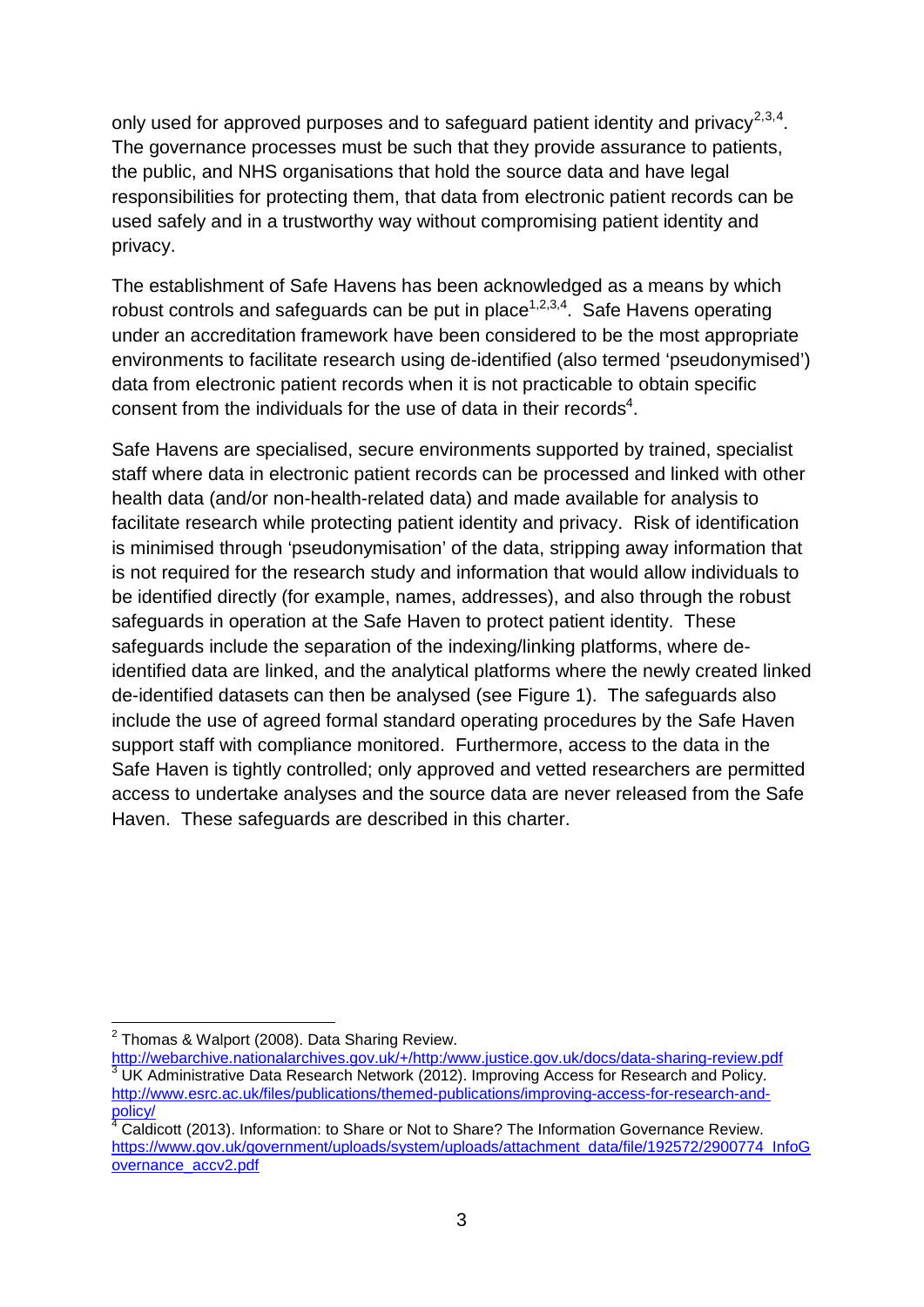only used for approved purposes and to safeguard patient identity and privacy[2,3,4]. The governance processes must be such that they provide assurance to patients, the public, and NHS organisations that hold the source data and have legal responsibilities for protecting them, that data from electronic patient records can be used safely and in a trustworthy way without compromising patient identity and privacy.

The establishment of Safe Havens has been acknowledged as a means by which robust controls and safeguards can be put in place[1,2,3,4]. Safe Havens operating under an accreditation framework have been considered to be the most appropriate environments to facilitate research using de-identified (also termed 'pseudonymised') data from electronic patient records when it is not practicable to obtain specific consent from the individuals for the use of data in their records[4].

Safe Havens are specialised, secure environments supported by trained, specialist staff where data in electronic patient records can be processed and linked with other health data (and/or non-health-related data) and made available for analysis to facilitate research while protecting patient identity and privacy. Risk of identification is minimised through 'pseudonymisation' of the data, stripping away information that is not required for the research study and information that would allow individuals to be identified directly (for example, names, addresses), and also through the robust safeguards in operation at the Safe Haven to protect patient identity. These safeguards include the separation of the indexing/linking platforms, where de-identified data are linked, and the analytical platforms where the newly created linked de-identified datasets can then be analysed (see Figure 1). The safeguards also include the use of agreed formal standard operating procedures by the Safe Haven support staff with compliance monitored. Furthermore, access to the data in the Safe Haven is tightly controlled; only approved and vetted researchers are permitted access to undertake analyses and the source data are never released from the Safe Haven. These safeguards are described in this charter.

---

[2] Thomas & Walport (2008). Data Sharing Review. http://webarchive.nationalarchives.gov.uk/+/http:/www.justice.gov.uk/docs/data-sharing-review.pdf

[3] UK Administrative Data Research Network (2012). Improving Access for Research and Policy. http://www.esrc.ac.uk/files/publications/themed-publications/improving-access-for-research-and-policy/

[4] Caldicott (2013). Information: to Share or Not to Share? The Information Governance Review. https://www.gov.uk/government/uploads/system/uploads/attachment_data/file/192572/2900774_InfoGovernance_accv2.pdf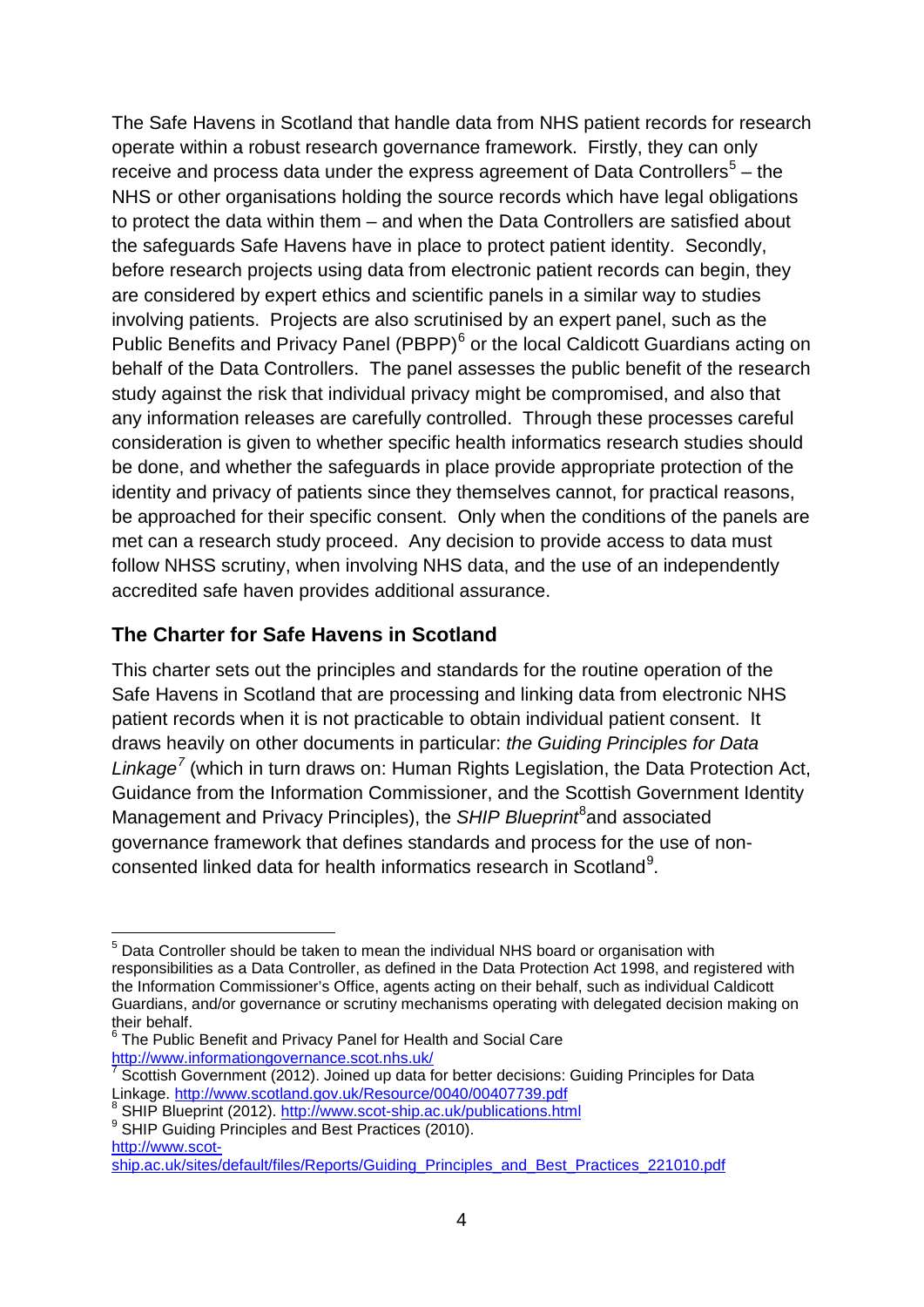The Safe Havens in Scotland that handle data from NHS patient records for research operate within a robust research governance framework. Firstly, they can only receive and process data under the express agreement of Data Controllers[5] – the NHS or other organisations holding the source records which have legal obligations to protect the data within them – and when the Data Controllers are satisfied about the safeguards Safe Havens have in place to protect patient identity. Secondly, before research projects using data from electronic patient records can begin, they are considered by expert ethics and scientific panels in a similar way to studies involving patients. Projects are also scrutinised by an expert panel, such as the Public Benefits and Privacy Panel (PBPP)[6] or the local Caldicott Guardians acting on behalf of the Data Controllers. The panel assesses the public benefit of the research study against the risk that individual privacy might be compromised, and also that any information releases are carefully controlled. Through these processes careful consideration is given to whether specific health informatics research studies should be done, and whether the safeguards in place provide appropriate protection of the identity and privacy of patients since they themselves cannot, for practical reasons, be approached for their specific consent. Only when the conditions of the panels are met can a research study proceed. Any decision to provide access to data must follow NHSS scrutiny, when involving NHS data, and the use of an independently accredited safe haven provides additional assurance.

## The Charter for Safe Havens in Scotland

This charter sets out the principles and standards for the routine operation of the Safe Havens in Scotland that are processing and linking data from electronic NHS patient records when it is not practicable to obtain individual patient consent. It draws heavily on other documents in particular: *the Guiding Principles for Data Linkage*[7] (which in turn draws on: Human Rights Legislation, the Data Protection Act, Guidance from the Information Commissioner, and the Scottish Government Identity Management and Privacy Principles), the *SHIP Blueprint*[8] and associated governance framework that defines standards and process for the use of non-consented linked data for health informatics research in Scotland[9].

---

[5] Data Controller should be taken to mean the individual NHS board or organisation with responsibilities as a Data Controller, as defined in the Data Protection Act 1998, and registered with the Information Commissioner's Office, agents acting on their behalf, such as individual Caldicott Guardians, and/or governance or scrutiny mechanisms operating with delegated decision making on their behalf.

[6] The Public Benefit and Privacy Panel for Health and Social Care http://www.informationgovernance.scot.nhs.uk/

[7] Scottish Government (2012). Joined up data for better decisions: Guiding Principles for Data Linkage. http://www.scotland.gov.uk/Resource/0040/00407739.pdf

[8] SHIP Blueprint (2012). http://www.scot-ship.ac.uk/publications.html

[9] SHIP Guiding Principles and Best Practices (2010). http://www.scot-ship.ac.uk/sites/default/files/Reports/Guiding_Principles_and_Best_Practices_221010.pdf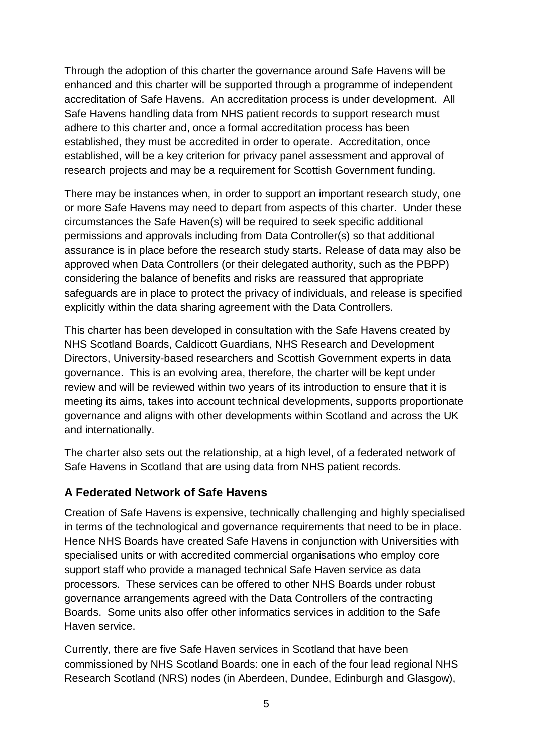Through the adoption of this charter the governance around Safe Havens will be enhanced and this charter will be supported through a programme of independent accreditation of Safe Havens. An accreditation process is under development. All Safe Havens handling data from NHS patient records to support research must adhere to this charter and, once a formal accreditation process has been established, they must be accredited in order to operate. Accreditation, once established, will be a key criterion for privacy panel assessment and approval of research projects and may be a requirement for Scottish Government funding.

There may be instances when, in order to support an important research study, one or more Safe Havens may need to depart from aspects of this charter. Under these circumstances the Safe Haven(s) will be required to seek specific additional permissions and approvals including from Data Controller(s) so that additional assurance is in place before the research study starts. Release of data may also be approved when Data Controllers (or their delegated authority, such as the PBPP) considering the balance of benefits and risks are reassured that appropriate safeguards are in place to protect the privacy of individuals, and release is specified explicitly within the data sharing agreement with the Data Controllers.

This charter has been developed in consultation with the Safe Havens created by NHS Scotland Boards, Caldicott Guardians, NHS Research and Development Directors, University-based researchers and Scottish Government experts in data governance. This is an evolving area, therefore, the charter will be kept under review and will be reviewed within two years of its introduction to ensure that it is meeting its aims, takes into account technical developments, supports proportionate governance and aligns with other developments within Scotland and across the UK and internationally.

The charter also sets out the relationship, at a high level, of a federated network of Safe Havens in Scotland that are using data from NHS patient records.

## A Federated Network of Safe Havens

Creation of Safe Havens is expensive, technically challenging and highly specialised in terms of the technological and governance requirements that need to be in place. Hence NHS Boards have created Safe Havens in conjunction with Universities with specialised units or with accredited commercial organisations who employ core support staff who provide a managed technical Safe Haven service as data processors. These services can be offered to other NHS Boards under robust governance arrangements agreed with the Data Controllers of the contracting Boards. Some units also offer other informatics services in addition to the Safe Haven service.

Currently, there are five Safe Haven services in Scotland that have been commissioned by NHS Scotland Boards: one in each of the four lead regional NHS Research Scotland (NRS) nodes (in Aberdeen, Dundee, Edinburgh and Glasgow),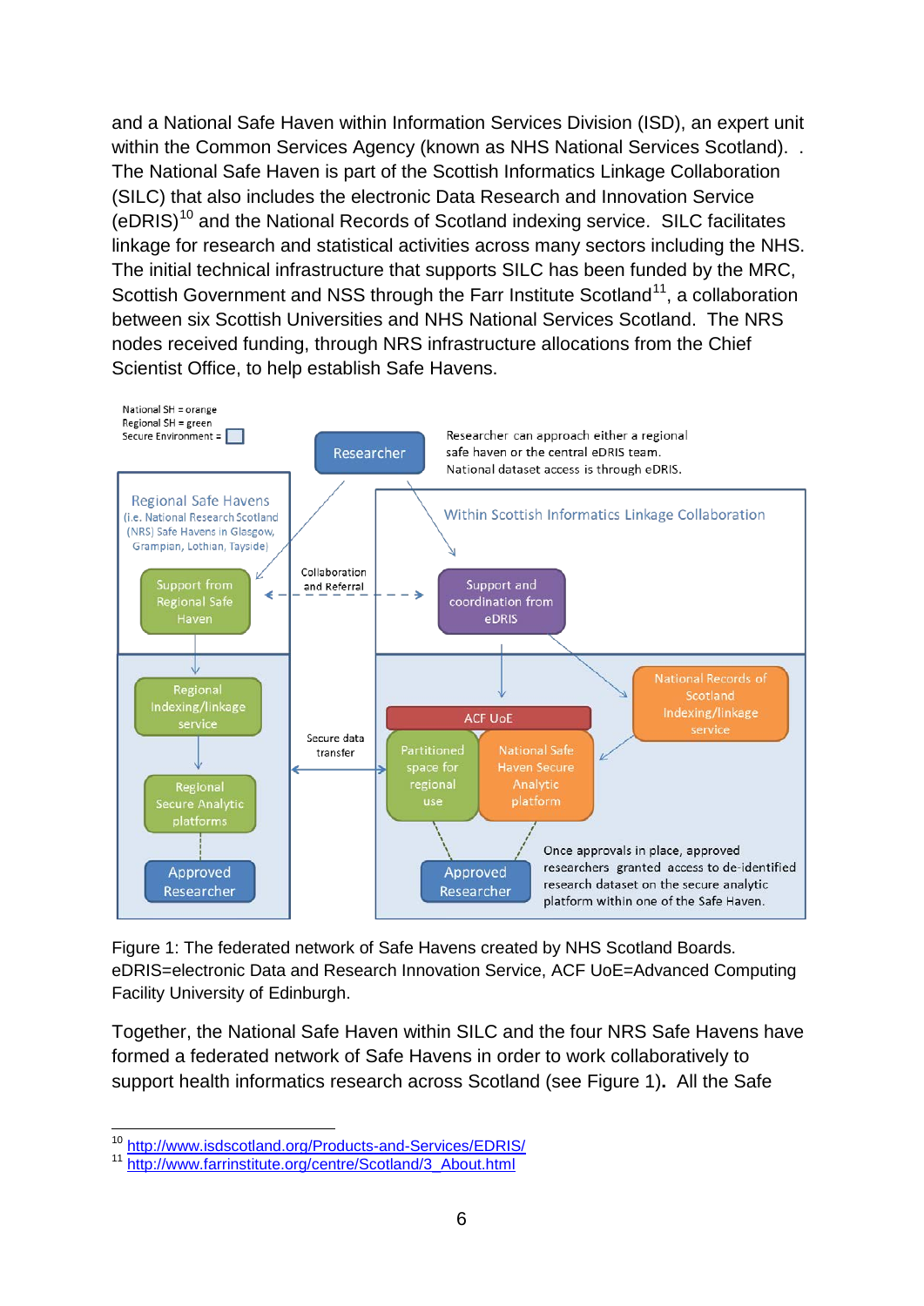and a National Safe Haven within Information Services Division (ISD), an expert unit within the Common Services Agency (known as NHS National Services Scotland). . The National Safe Haven is part of the Scottish Informatics Linkage Collaboration (SILC) that also includes the electronic Data Research and Innovation Service (eDRIS)[10] and the National Records of Scotland indexing service. SILC facilitates linkage for research and statistical activities across many sectors including the NHS. The initial technical infrastructure that supports SILC has been funded by the MRC, Scottish Government and NSS through the Farr Institute Scotland[11], a collaboration between six Scottish Universities and NHS National Services Scotland. The NRS nodes received funding, through NRS infrastructure allocations from the Chief Scientist Office, to help establish Safe Havens.

Figure 1: The federated network of Safe Havens created by NHS Scotland Boards. eDRIS=electronic Data and Research Innovation Service, ACF UoE=Advanced Computing Facility University of Edinburgh.

Together, the National Safe Haven within SILC and the four NRS Safe Havens have formed a federated network of Safe Havens in order to work collaboratively to support health informatics research across Scotland (see Figure 1). All the Safe

---

[10] http://www.isdscotland.org/Products-and-Services/EDRIS/

[11] http://www.farrinstitute.org/centre/Scotland/3_About.html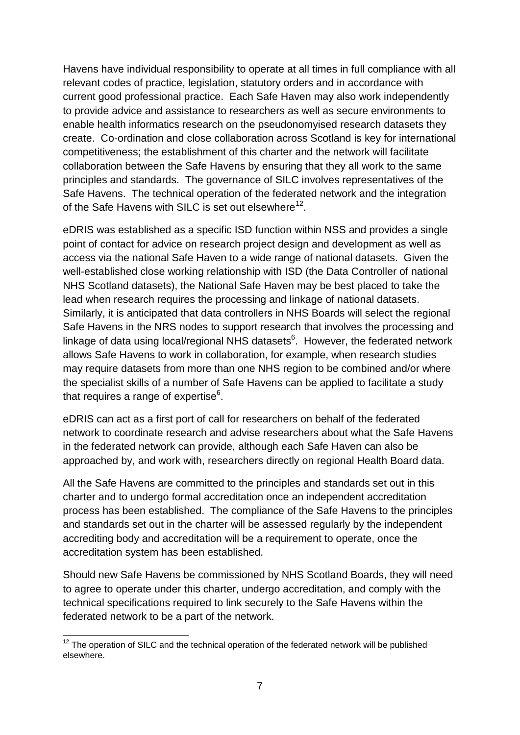Havens have individual responsibility to operate at all times in full compliance with all relevant codes of practice, legislation, statutory orders and in accordance with current good professional practice. Each Safe Haven may also work independently to provide advice and assistance to researchers as well as secure environments to enable health informatics research on the pseudonomyised research datasets they create. Co-ordination and close collaboration across Scotland is key for international competitiveness; the establishment of this charter and the network will facilitate collaboration between the Safe Havens by ensuring that they all work to the same principles and standards. The governance of SILC involves representatives of the Safe Havens. The technical operation of the federated network and the integration of the Safe Havens with SILC is set out elsewhere[12].

eDRIS was established as a specific ISD function within NSS and provides a single point of contact for advice on research project design and development as well as access via the national Safe Haven to a wide range of national datasets. Given the well-established close working relationship with ISD (the Data Controller of national NHS Scotland datasets), the National Safe Haven may be best placed to take the lead when research requires the processing and linkage of national datasets. Similarly, it is anticipated that data controllers in NHS Boards will select the regional Safe Havens in the NRS nodes to support research that involves the processing and linkage of data using local/regional NHS datasets[6]. However, the federated network allows Safe Havens to work in collaboration, for example, when research studies may require datasets from more than one NHS region to be combined and/or where the specialist skills of a number of Safe Havens can be applied to facilitate a study that requires a range of expertise[6].

eDRIS can act as a first port of call for researchers on behalf of the federated network to coordinate research and advise researchers about what the Safe Havens in the federated network can provide, although each Safe Haven can also be approached by, and work with, researchers directly on regional Health Board data.

All the Safe Havens are committed to the principles and standards set out in this charter and to undergo formal accreditation once an independent accreditation process has been established. The compliance of the Safe Havens to the principles and standards set out in the charter will be assessed regularly by the independent accrediting body and accreditation will be a requirement to operate, once the accreditation system has been established.

Should new Safe Havens be commissioned by NHS Scotland Boards, they will need to agree to operate under this charter, undergo accreditation, and comply with the technical specifications required to link securely to the Safe Havens within the federated network to be a part of the network.

---

[12] The operation of SILC and the technical operation of the federated network will be published elsewhere.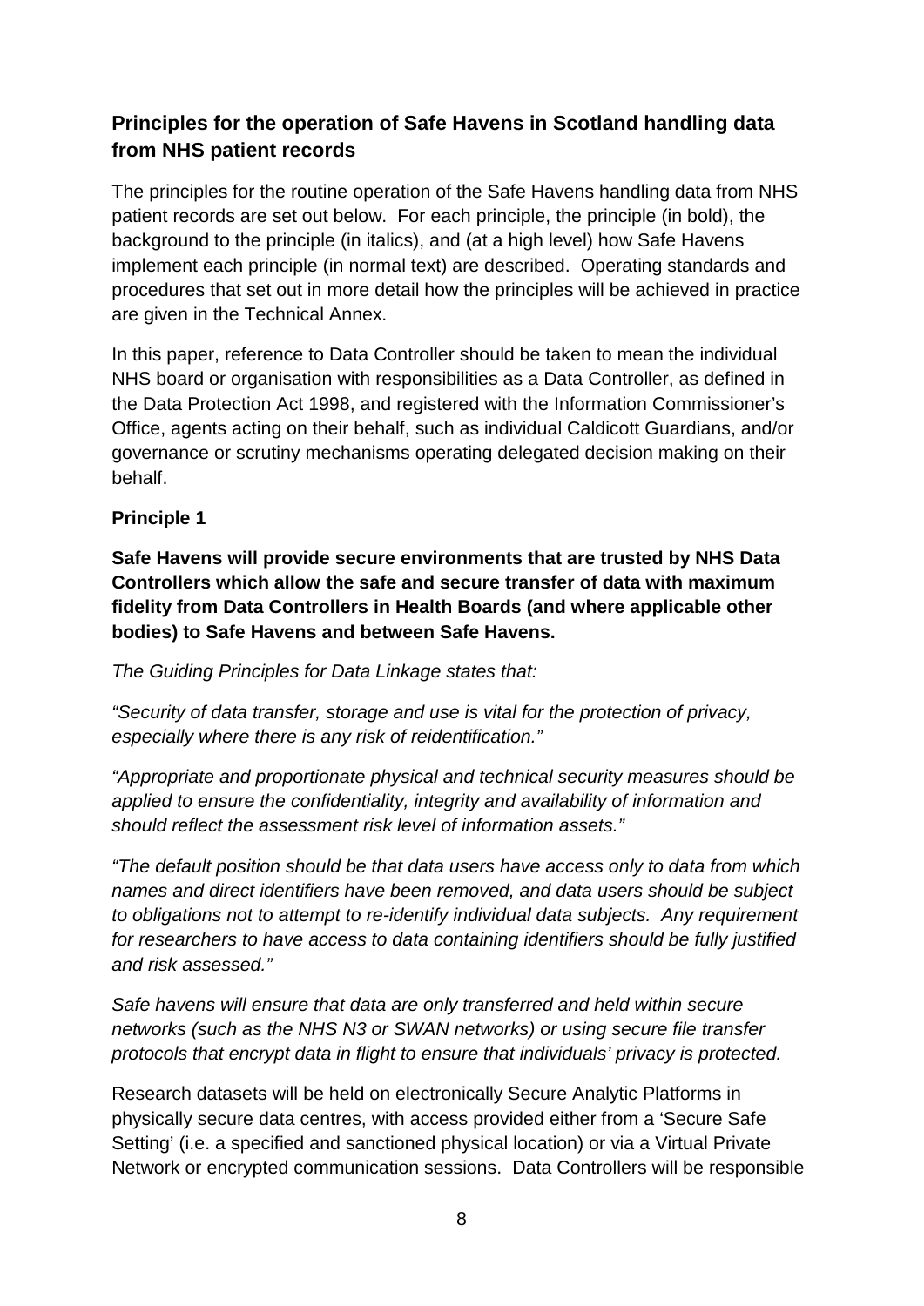## Principles for the operation of Safe Havens in Scotland handling data from NHS patient records

The principles for the routine operation of the Safe Havens handling data from NHS patient records are set out below. For each principle, the principle (in bold), the background to the principle (in italics), and (at a high level) how Safe Havens implement each principle (in normal text) are described. Operating standards and procedures that set out in more detail how the principles will be achieved in practice are given in the Technical Annex.

In this paper, reference to Data Controller should be taken to mean the individual NHS board or organisation with responsibilities as a Data Controller, as defined in the Data Protection Act 1998, and registered with the Information Commissioner's Office, agents acting on their behalf, such as individual Caldicott Guardians, and/or governance or scrutiny mechanisms operating delegated decision making on their behalf.

### Principle 1

**Safe Havens will provide secure environments that are trusted by NHS Data Controllers which allow the safe and secure transfer of data with maximum fidelity from Data Controllers in Health Boards (and where applicable other bodies) to Safe Havens and between Safe Havens.**

*The Guiding Principles for Data Linkage states that:*

*"Security of data transfer, storage and use is vital for the protection of privacy, especially where there is any risk of reidentification."*

*"Appropriate and proportionate physical and technical security measures should be applied to ensure the confidentiality, integrity and availability of information and should reflect the assessment risk level of information assets."*

*"The default position should be that data users have access only to data from which names and direct identifiers have been removed, and data users should be subject to obligations not to attempt to re-identify individual data subjects. Any requirement for researchers to have access to data containing identifiers should be fully justified and risk assessed."*

*Safe havens will ensure that data are only transferred and held within secure networks (such as the NHS N3 or SWAN networks) or using secure file transfer protocols that encrypt data in flight to ensure that individuals' privacy is protected.*

Research datasets will be held on electronically Secure Analytic Platforms in physically secure data centres, with access provided either from a 'Secure Safe Setting' (i.e. a specified and sanctioned physical location) or via a Virtual Private Network or encrypted communication sessions. Data Controllers will be responsible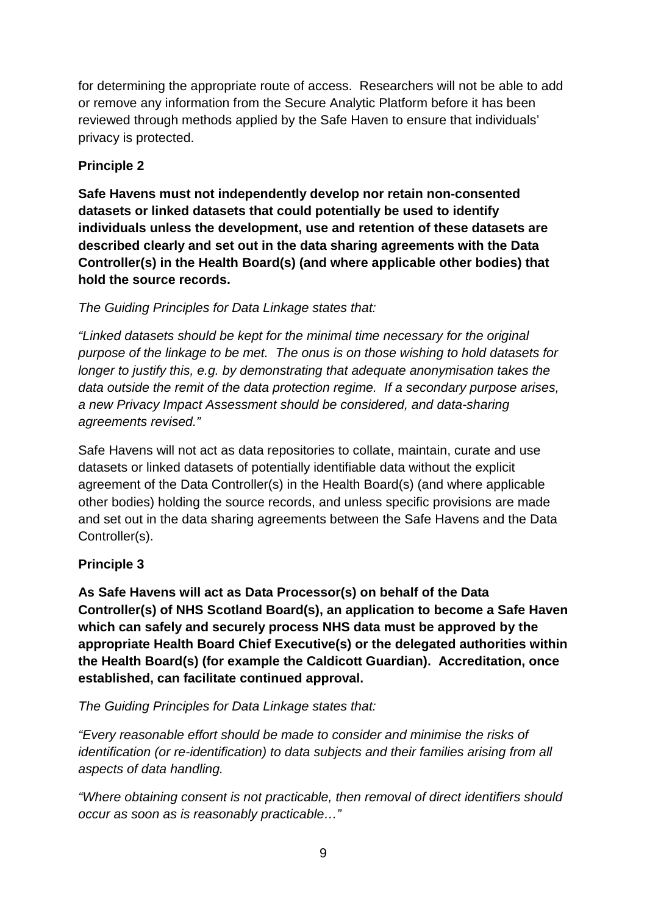for determining the appropriate route of access. Researchers will not be able to add or remove any information from the Secure Analytic Platform before it has been reviewed through methods applied by the Safe Haven to ensure that individuals' privacy is protected.

**Principle 2**

**Safe Havens must not independently develop nor retain non-consented datasets or linked datasets that could potentially be used to identify individuals unless the development, use and retention of these datasets are described clearly and set out in the data sharing agreements with the Data Controller(s) in the Health Board(s) (and where applicable other bodies) that hold the source records.**

*The Guiding Principles for Data Linkage states that:*

*"Linked datasets should be kept for the minimal time necessary for the original purpose of the linkage to be met. The onus is on those wishing to hold datasets for longer to justify this, e.g. by demonstrating that adequate anonymisation takes the data outside the remit of the data protection regime. If a secondary purpose arises, a new Privacy Impact Assessment should be considered, and data-sharing agreements revised."*

Safe Havens will not act as data repositories to collate, maintain, curate and use datasets or linked datasets of potentially identifiable data without the explicit agreement of the Data Controller(s) in the Health Board(s) (and where applicable other bodies) holding the source records, and unless specific provisions are made and set out in the data sharing agreements between the Safe Havens and the Data Controller(s).

**Principle 3**

**As Safe Havens will act as Data Processor(s) on behalf of the Data Controller(s) of NHS Scotland Board(s), an application to become a Safe Haven which can safely and securely process NHS data must be approved by the appropriate Health Board Chief Executive(s) or the delegated authorities within the Health Board(s) (for example the Caldicott Guardian). Accreditation, once established, can facilitate continued approval.**

*The Guiding Principles for Data Linkage states that:*

*"Every reasonable effort should be made to consider and minimise the risks of identification (or re-identification) to data subjects and their families arising from all aspects of data handling.*

*"Where obtaining consent is not practicable, then removal of direct identifiers should occur as soon as is reasonably practicable…"*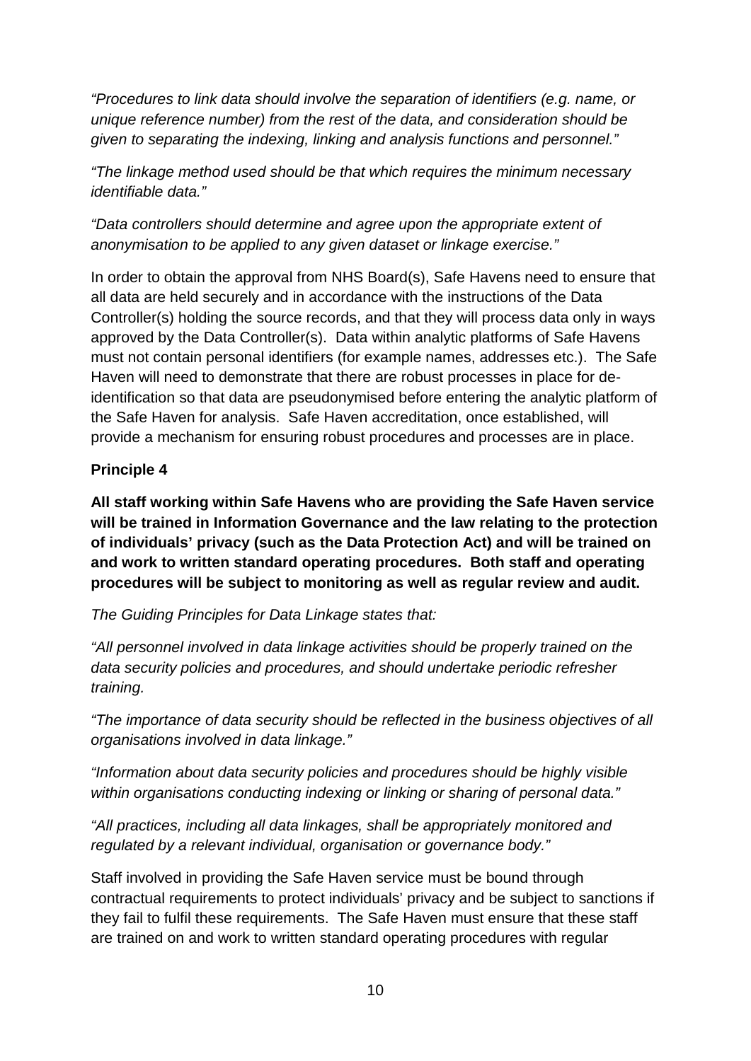*“Procedures to link data should involve the separation of identifiers (e.g. name, or unique reference number) from the rest of the data, and consideration should be given to separating the indexing, linking and analysis functions and personnel.”*

*“The linkage method used should be that which requires the minimum necessary identifiable data.”*

*“Data controllers should determine and agree upon the appropriate extent of anonymisation to be applied to any given dataset or linkage exercise.”*

In order to obtain the approval from NHS Board(s), Safe Havens need to ensure that all data are held securely and in accordance with the instructions of the Data Controller(s) holding the source records, and that they will process data only in ways approved by the Data Controller(s). Data within analytic platforms of Safe Havens must not contain personal identifiers (for example names, addresses etc.). The Safe Haven will need to demonstrate that there are robust processes in place for de-identification so that data are pseudonymised before entering the analytic platform of the Safe Haven for analysis. Safe Haven accreditation, once established, will provide a mechanism for ensuring robust procedures and processes are in place.

**Principle 4**

**All staff working within Safe Havens who are providing the Safe Haven service will be trained in Information Governance and the law relating to the protection of individuals’ privacy (such as the Data Protection Act) and will be trained on and work to written standard operating procedures. Both staff and operating procedures will be subject to monitoring as well as regular review and audit.**

*The Guiding Principles for Data Linkage states that:*

*“All personnel involved in data linkage activities should be properly trained on the data security policies and procedures, and should undertake periodic refresher training.*

*“The importance of data security should be reflected in the business objectives of all organisations involved in data linkage.”*

*“Information about data security policies and procedures should be highly visible within organisations conducting indexing or linking or sharing of personal data.”*

*“All practices, including all data linkages, shall be appropriately monitored and regulated by a relevant individual, organisation or governance body.”*

Staff involved in providing the Safe Haven service must be bound through contractual requirements to protect individuals’ privacy and be subject to sanctions if they fail to fulfil these requirements. The Safe Haven must ensure that these staff are trained on and work to written standard operating procedures with regular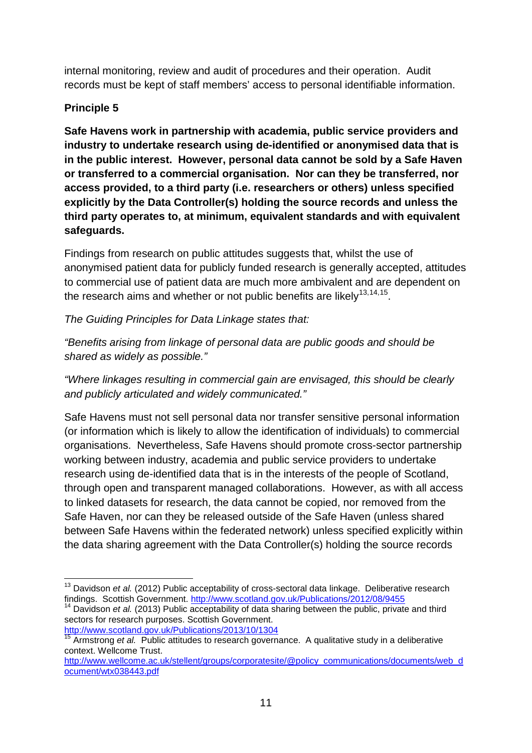internal monitoring, review and audit of procedures and their operation. Audit records must be kept of staff members' access to personal identifiable information.

**Principle 5**

**Safe Havens work in partnership with academia, public service providers and industry to undertake research using de-identified or anonymised data that is in the public interest. However, personal data cannot be sold by a Safe Haven or transferred to a commercial organisation. Nor can they be transferred, nor access provided, to a third party (i.e. researchers or others) unless specified explicitly by the Data Controller(s) holding the source records and unless the third party operates to, at minimum, equivalent standards and with equivalent safeguards.**

Findings from research on public attitudes suggests that, whilst the use of anonymised patient data for publicly funded research is generally accepted, attitudes to commercial use of patient data are much more ambivalent and are dependent on the research aims and whether or not public benefits are likely[13,14,15].

*The Guiding Principles for Data Linkage states that:*

*"Benefits arising from linkage of personal data are public goods and should be shared as widely as possible."*

*"Where linkages resulting in commercial gain are envisaged, this should be clearly and publicly articulated and widely communicated."*

Safe Havens must not sell personal data nor transfer sensitive personal information (or information which is likely to allow the identification of individuals) to commercial organisations. Nevertheless, Safe Havens should promote cross-sector partnership working between industry, academia and public service providers to undertake research using de-identified data that is in the interests of the people of Scotland, through open and transparent managed collaborations. However, as with all access to linked datasets for research, the data cannot be copied, nor removed from the Safe Haven, nor can they be released outside of the Safe Haven (unless shared between Safe Havens within the federated network) unless specified explicitly within the data sharing agreement with the Data Controller(s) holding the source records

---

[13] Davidson *et al.* (2012) Public acceptability of cross-sectoral data linkage. Deliberative research findings. Scottish Government. http://www.scotland.gov.uk/Publications/2012/08/9455

[14] Davidson *et al.* (2013) Public acceptability of data sharing between the public, private and third sectors for research purposes. Scottish Government. http://www.scotland.gov.uk/Publications/2013/10/1304

[15] Armstrong *et al.* Public attitudes to research governance. A qualitative study in a deliberative context. Wellcome Trust. http://www.wellcome.ac.uk/stellent/groups/corporatesite/@policy_communications/documents/web_document/wtx038443.pdf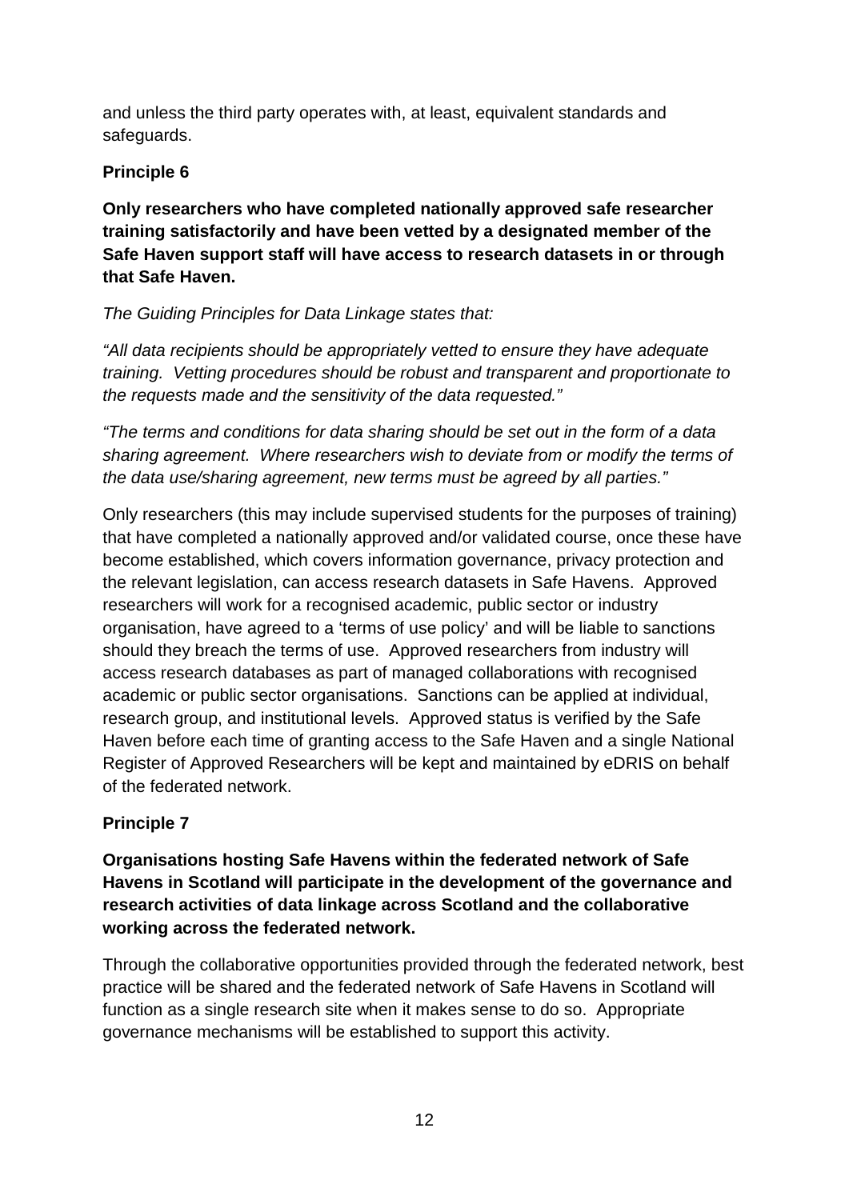and unless the third party operates with, at least, equivalent standards and safeguards.

**Principle 6**

**Only researchers who have completed nationally approved safe researcher training satisfactorily and have been vetted by a designated member of the Safe Haven support staff will have access to research datasets in or through that Safe Haven.**

*The Guiding Principles for Data Linkage states that:*

*"All data recipients should be appropriately vetted to ensure they have adequate training. Vetting procedures should be robust and transparent and proportionate to the requests made and the sensitivity of the data requested."*

*"The terms and conditions for data sharing should be set out in the form of a data sharing agreement. Where researchers wish to deviate from or modify the terms of the data use/sharing agreement, new terms must be agreed by all parties."*

Only researchers (this may include supervised students for the purposes of training) that have completed a nationally approved and/or validated course, once these have become established, which covers information governance, privacy protection and the relevant legislation, can access research datasets in Safe Havens. Approved researchers will work for a recognised academic, public sector or industry organisation, have agreed to a 'terms of use policy' and will be liable to sanctions should they breach the terms of use. Approved researchers from industry will access research databases as part of managed collaborations with recognised academic or public sector organisations. Sanctions can be applied at individual, research group, and institutional levels. Approved status is verified by the Safe Haven before each time of granting access to the Safe Haven and a single National Register of Approved Researchers will be kept and maintained by eDRIS on behalf of the federated network.

**Principle 7**

**Organisations hosting Safe Havens within the federated network of Safe Havens in Scotland will participate in the development of the governance and research activities of data linkage across Scotland and the collaborative working across the federated network.**

Through the collaborative opportunities provided through the federated network, best practice will be shared and the federated network of Safe Havens in Scotland will function as a single research site when it makes sense to do so. Appropriate governance mechanisms will be established to support this activity.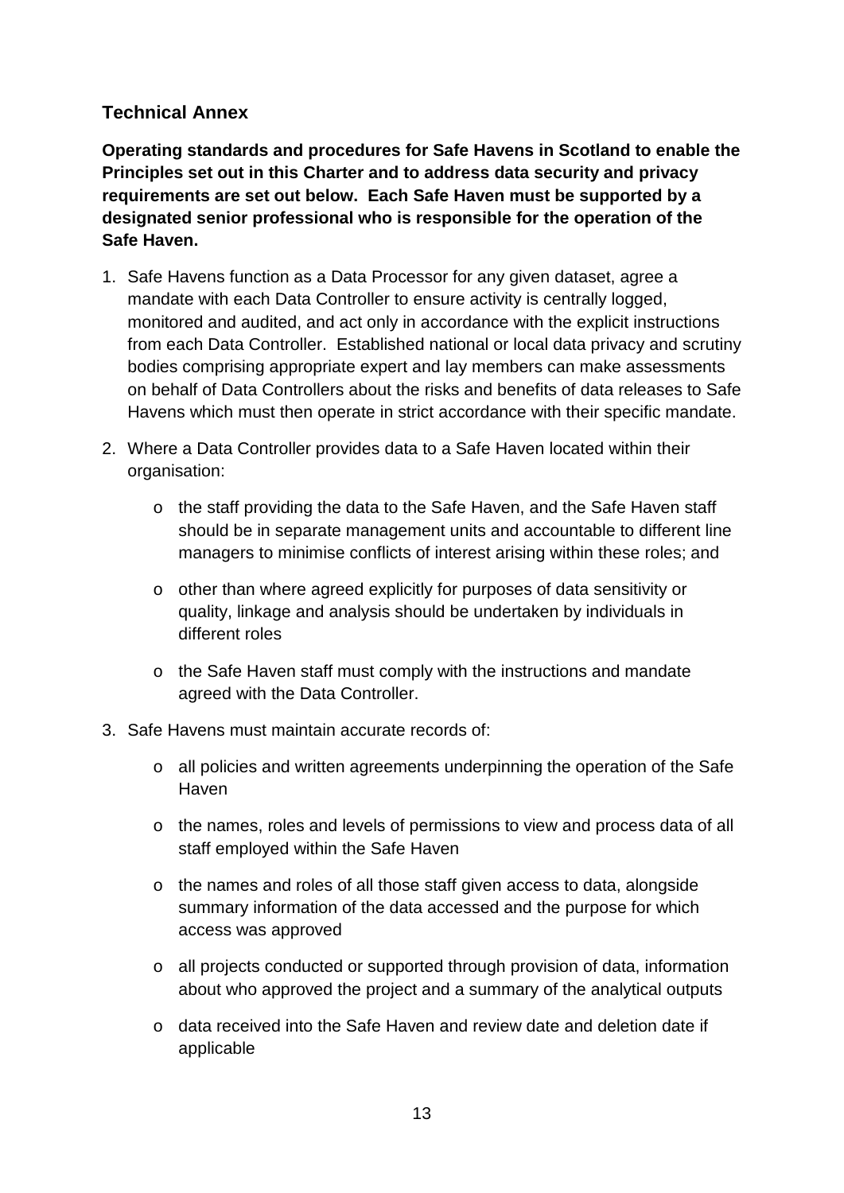## Technical Annex

**Operating standards and procedures for Safe Havens in Scotland to enable the Principles set out in this Charter and to address data security and privacy requirements are set out below. Each Safe Haven must be supported by a designated senior professional who is responsible for the operation of the Safe Haven.**

1. Safe Havens function as a Data Processor for any given dataset, agree a mandate with each Data Controller to ensure activity is centrally logged, monitored and audited, and act only in accordance with the explicit instructions from each Data Controller. Established national or local data privacy and scrutiny bodies comprising appropriate expert and lay members can make assessments on behalf of Data Controllers about the risks and benefits of data releases to Safe Havens which must then operate in strict accordance with their specific mandate.

2. Where a Data Controller provides data to a Safe Haven located within their organisation:

    - the staff providing the data to the Safe Haven, and the Safe Haven staff should be in separate management units and accountable to different line managers to minimise conflicts of interest arising within these roles; and

    - other than where agreed explicitly for purposes of data sensitivity or quality, linkage and analysis should be undertaken by individuals in different roles

    - the Safe Haven staff must comply with the instructions and mandate agreed with the Data Controller.

3. Safe Havens must maintain accurate records of:

    - all policies and written agreements underpinning the operation of the Safe Haven

    - the names, roles and levels of permissions to view and process data of all staff employed within the Safe Haven

    - the names and roles of all those staff given access to data, alongside summary information of the data accessed and the purpose for which access was approved

    - all projects conducted or supported through provision of data, information about who approved the project and a summary of the analytical outputs

    - data received into the Safe Haven and review date and deletion date if applicable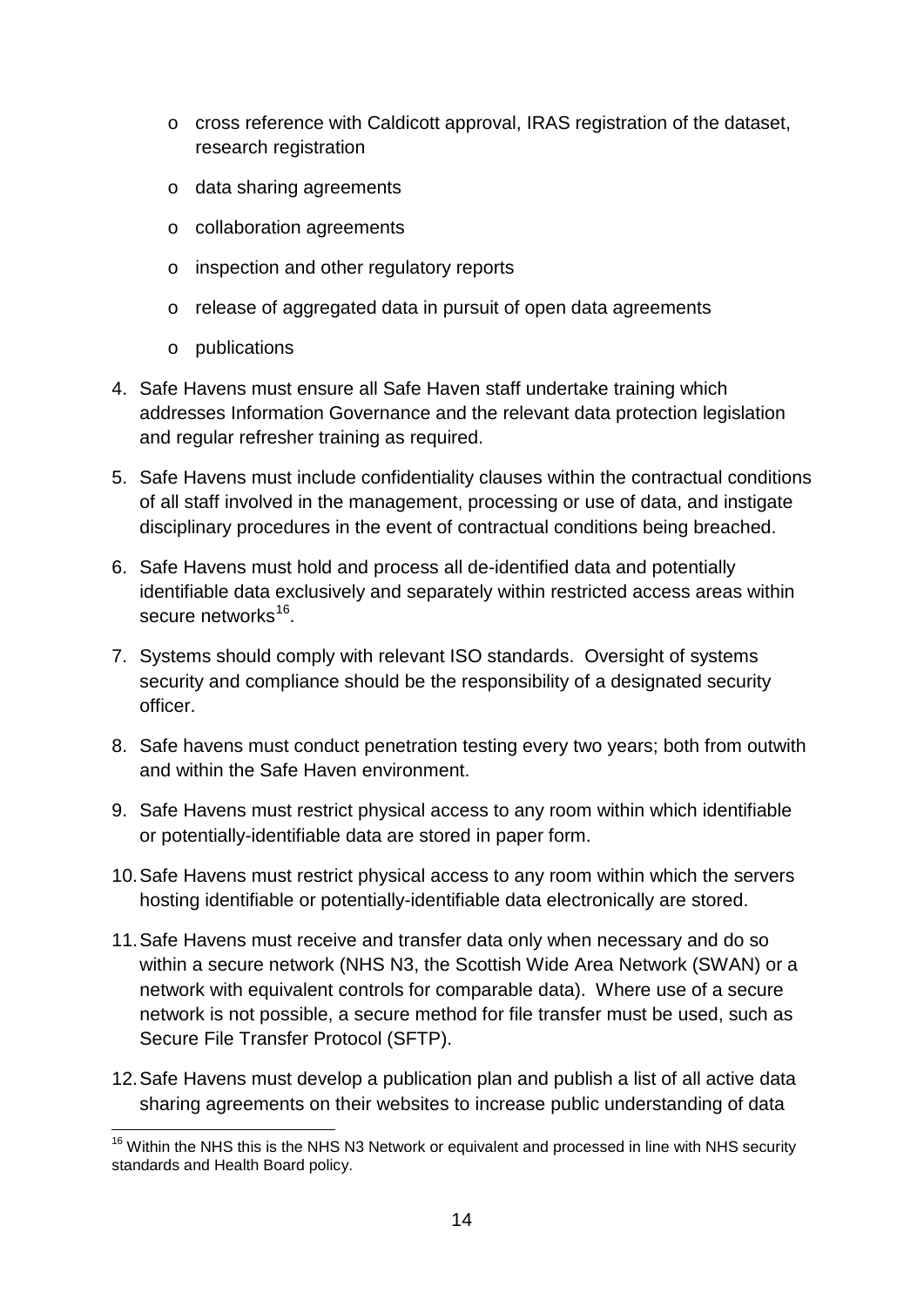- cross reference with Caldicott approval, IRAS registration of the dataset, research registration
- data sharing agreements
- collaboration agreements
- inspection and other regulatory reports
- release of aggregated data in pursuit of open data agreements
- publications

4. Safe Havens must ensure all Safe Haven staff undertake training which addresses Information Governance and the relevant data protection legislation and regular refresher training as required.

5. Safe Havens must include confidentiality clauses within the contractual conditions of all staff involved in the management, processing or use of data, and instigate disciplinary procedures in the event of contractual conditions being breached.

6. Safe Havens must hold and process all de-identified data and potentially identifiable data exclusively and separately within restricted access areas within secure networks[16].

7. Systems should comply with relevant ISO standards. Oversight of systems security and compliance should be the responsibility of a designated security officer.

8. Safe havens must conduct penetration testing every two years; both from outwith and within the Safe Haven environment.

9. Safe Havens must restrict physical access to any room within which identifiable or potentially-identifiable data are stored in paper form.

10. Safe Havens must restrict physical access to any room within which the servers hosting identifiable or potentially-identifiable data electronically are stored.

11. Safe Havens must receive and transfer data only when necessary and do so within a secure network (NHS N3, the Scottish Wide Area Network (SWAN) or a network with equivalent controls for comparable data). Where use of a secure network is not possible, a secure method for file transfer must be used, such as Secure File Transfer Protocol (SFTP).

12. Safe Havens must develop a publication plan and publish a list of all active data sharing agreements on their websites to increase public understanding of data

[16] Within the NHS this is the NHS N3 Network or equivalent and processed in line with NHS security standards and Health Board policy.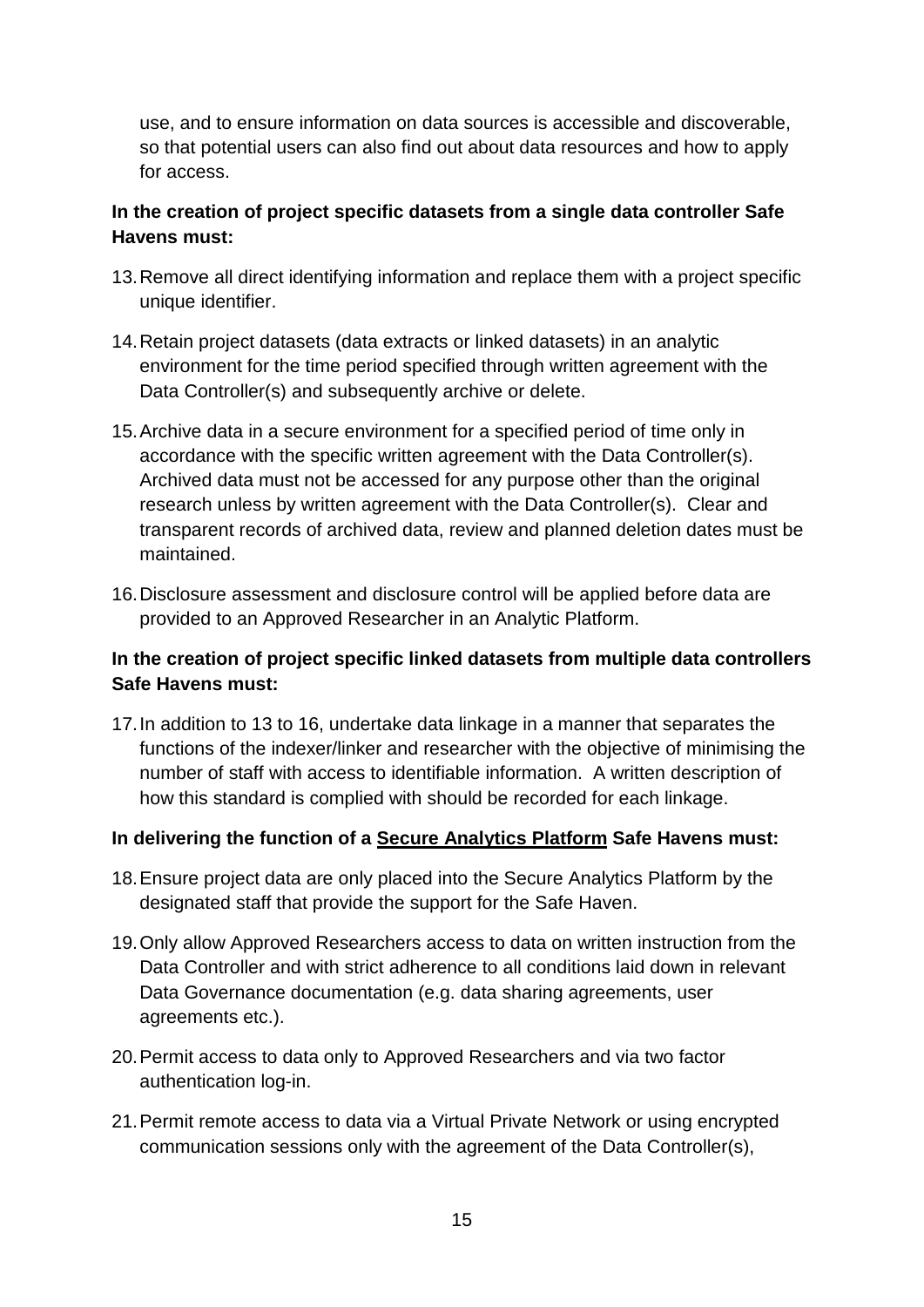use, and to ensure information on data sources is accessible and discoverable, so that potential users can also find out about data resources and how to apply for access.

**In the creation of project specific datasets from a single data controller Safe Havens must:**

13. Remove all direct identifying information and replace them with a project specific unique identifier.

14. Retain project datasets (data extracts or linked datasets) in an analytic environment for the time period specified through written agreement with the Data Controller(s) and subsequently archive or delete.

15. Archive data in a secure environment for a specified period of time only in accordance with the specific written agreement with the Data Controller(s). Archived data must not be accessed for any purpose other than the original research unless by written agreement with the Data Controller(s). Clear and transparent records of archived data, review and planned deletion dates must be maintained.

16. Disclosure assessment and disclosure control will be applied before data are provided to an Approved Researcher in an Analytic Platform.

**In the creation of project specific linked datasets from multiple data controllers Safe Havens must:**

17. In addition to 13 to 16, undertake data linkage in a manner that separates the functions of the indexer/linker and researcher with the objective of minimising the number of staff with access to identifiable information. A written description of how this standard is complied with should be recorded for each linkage.

**In delivering the function of a <u>Secure Analytics Platform</u> Safe Havens must:**

18. Ensure project data are only placed into the Secure Analytics Platform by the designated staff that provide the support for the Safe Haven.

19. Only allow Approved Researchers access to data on written instruction from the Data Controller and with strict adherence to all conditions laid down in relevant Data Governance documentation (e.g. data sharing agreements, user agreements etc.).

20. Permit access to data only to Approved Researchers and via two factor authentication log-in.

21. Permit remote access to data via a Virtual Private Network or using encrypted communication sessions only with the agreement of the Data Controller(s),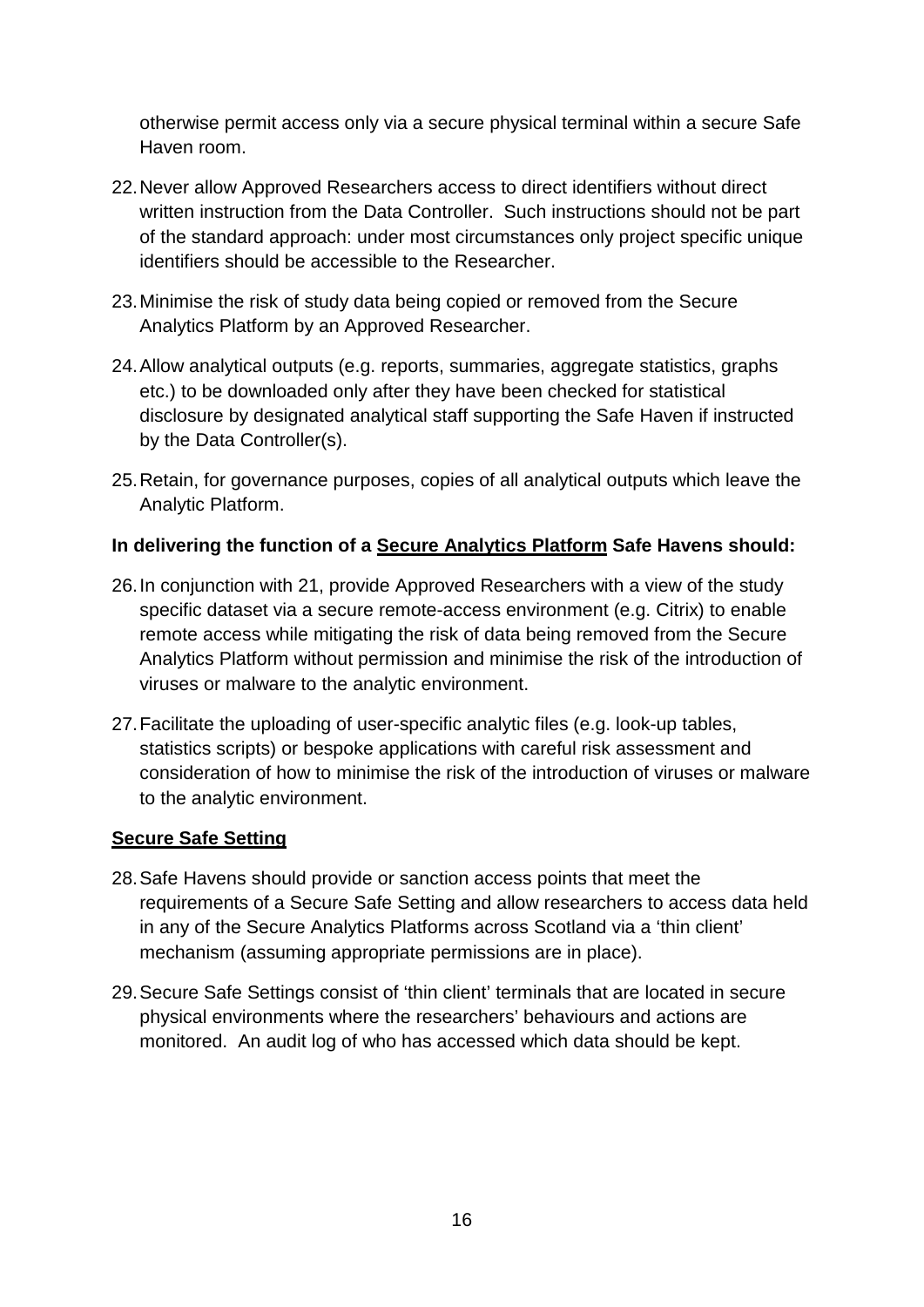otherwise permit access only via a secure physical terminal within a secure Safe Haven room.

22. Never allow Approved Researchers access to direct identifiers without direct written instruction from the Data Controller. Such instructions should not be part of the standard approach: under most circumstances only project specific unique identifiers should be accessible to the Researcher.

23. Minimise the risk of study data being copied or removed from the Secure Analytics Platform by an Approved Researcher.

24. Allow analytical outputs (e.g. reports, summaries, aggregate statistics, graphs etc.) to be downloaded only after they have been checked for statistical disclosure by designated analytical staff supporting the Safe Haven if instructed by the Data Controller(s).

25. Retain, for governance purposes, copies of all analytical outputs which leave the Analytic Platform.

**In delivering the function of a <u>Secure Analytics Platform</u> Safe Havens should:**

26. In conjunction with 21, provide Approved Researchers with a view of the study specific dataset via a secure remote-access environment (e.g. Citrix) to enable remote access while mitigating the risk of data being removed from the Secure Analytics Platform without permission and minimise the risk of the introduction of viruses or malware to the analytic environment.

27. Facilitate the uploading of user-specific analytic files (e.g. look-up tables, statistics scripts) or bespoke applications with careful risk assessment and consideration of how to minimise the risk of the introduction of viruses or malware to the analytic environment.

**<u>Secure Safe Setting</u>**

28. Safe Havens should provide or sanction access points that meet the requirements of a Secure Safe Setting and allow researchers to access data held in any of the Secure Analytics Platforms across Scotland via a 'thin client' mechanism (assuming appropriate permissions are in place).

29. Secure Safe Settings consist of 'thin client' terminals that are located in secure physical environments where the researchers' behaviours and actions are monitored. An audit log of who has accessed which data should be kept.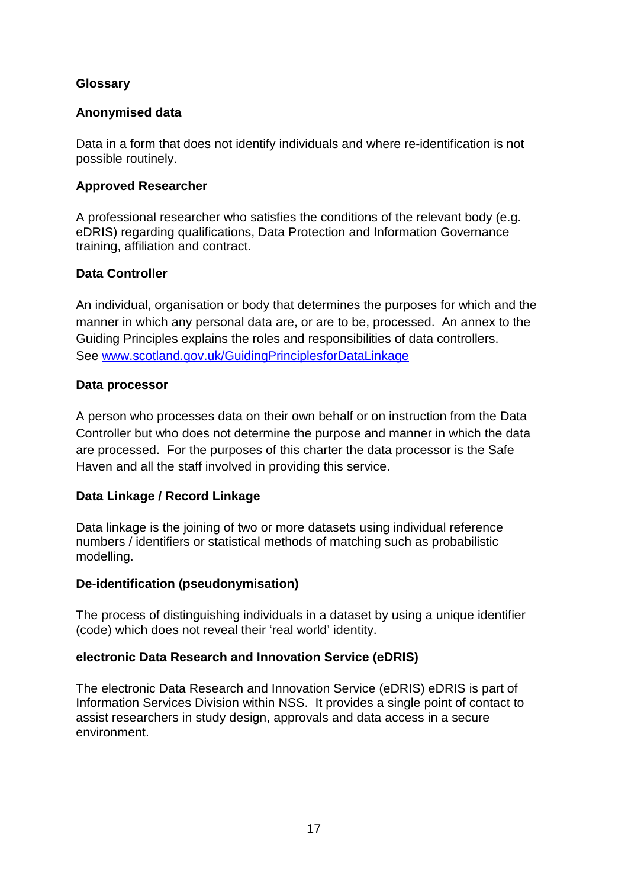## Glossary

### Anonymised data

Data in a form that does not identify individuals and where re-identification is not possible routinely.

### Approved Researcher

A professional researcher who satisfies the conditions of the relevant body (e.g. eDRIS) regarding qualifications, Data Protection and Information Governance training, affiliation and contract.

### Data Controller

An individual, organisation or body that determines the purposes for which and the manner in which any personal data are, or are to be, processed. An annex to the Guiding Principles explains the roles and responsibilities of data controllers. See [www.scotland.gov.uk/GuidingPrinciplesforDataLinkage](http://www.scotland.gov.uk/GuidingPrinciplesforDataLinkage)

### Data processor

A person who processes data on their own behalf or on instruction from the Data Controller but who does not determine the purpose and manner in which the data are processed. For the purposes of this charter the data processor is the Safe Haven and all the staff involved in providing this service.

### Data Linkage / Record Linkage

Data linkage is the joining of two or more datasets using individual reference numbers / identifiers or statistical methods of matching such as probabilistic modelling.

### De-identification (pseudonymisation)

The process of distinguishing individuals in a dataset by using a unique identifier (code) which does not reveal their 'real world' identity.

### electronic Data Research and Innovation Service (eDRIS)

The electronic Data Research and Innovation Service (eDRIS) eDRIS is part of Information Services Division within NSS. It provides a single point of contact to assist researchers in study design, approvals and data access in a secure environment.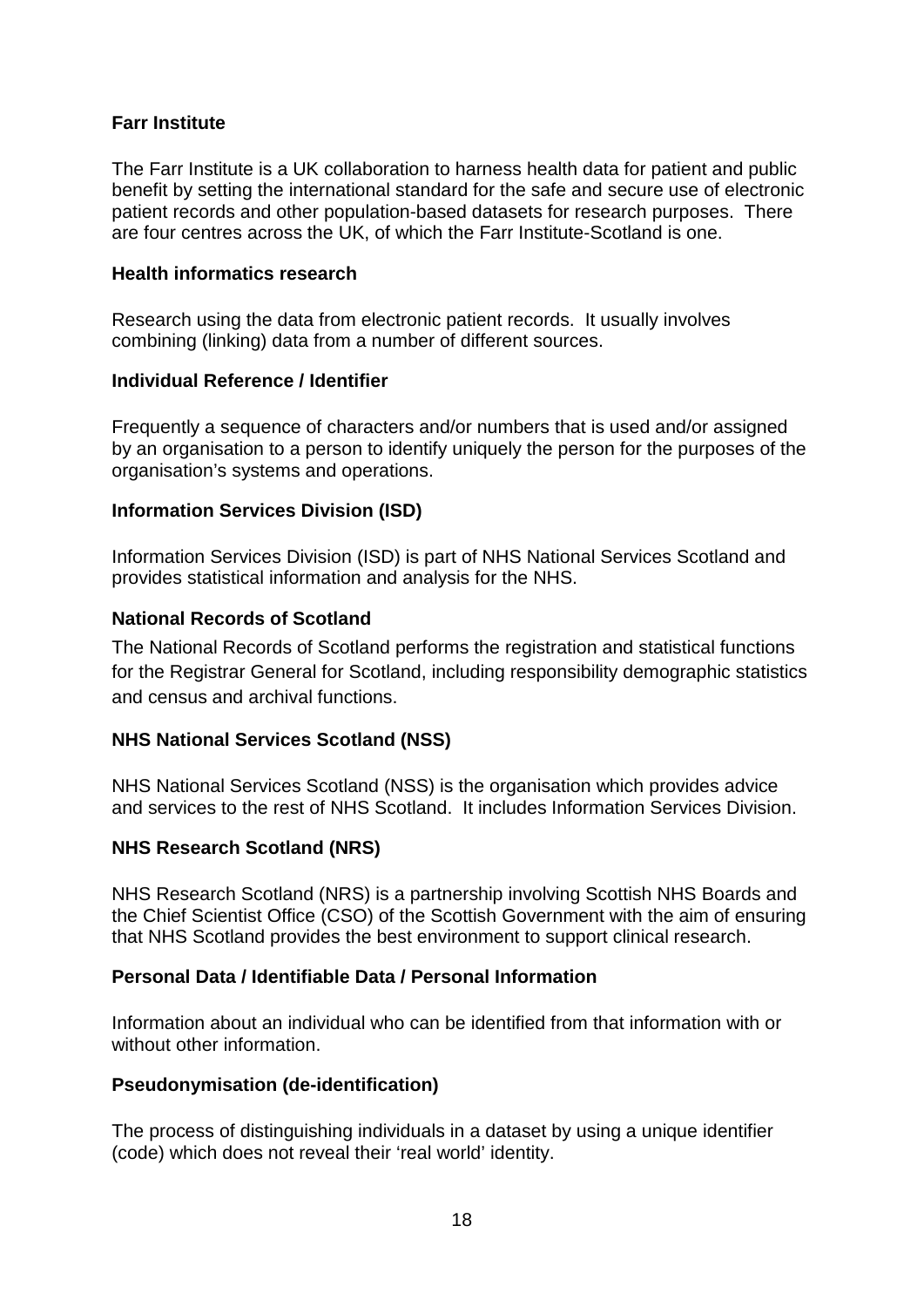**Farr Institute**

The Farr Institute is a UK collaboration to harness health data for patient and public benefit by setting the international standard for the safe and secure use of electronic patient records and other population-based datasets for research purposes. There are four centres across the UK, of which the Farr Institute-Scotland is one.

**Health informatics research**

Research using the data from electronic patient records. It usually involves combining (linking) data from a number of different sources.

**Individual Reference / Identifier**

Frequently a sequence of characters and/or numbers that is used and/or assigned by an organisation to a person to identify uniquely the person for the purposes of the organisation's systems and operations.

**Information Services Division (ISD)**

Information Services Division (ISD) is part of NHS National Services Scotland and provides statistical information and analysis for the NHS.

**National Records of Scotland**

The National Records of Scotland performs the registration and statistical functions for the Registrar General for Scotland, including responsibility demographic statistics and census and archival functions.

**NHS National Services Scotland (NSS)**

NHS National Services Scotland (NSS) is the organisation which provides advice and services to the rest of NHS Scotland. It includes Information Services Division.

**NHS Research Scotland (NRS)**

NHS Research Scotland (NRS) is a partnership involving Scottish NHS Boards and the Chief Scientist Office (CSO) of the Scottish Government with the aim of ensuring that NHS Scotland provides the best environment to support clinical research.

**Personal Data / Identifiable Data / Personal Information**

Information about an individual who can be identified from that information with or without other information.

**Pseudonymisation (de-identification)**

The process of distinguishing individuals in a dataset by using a unique identifier (code) which does not reveal their 'real world' identity.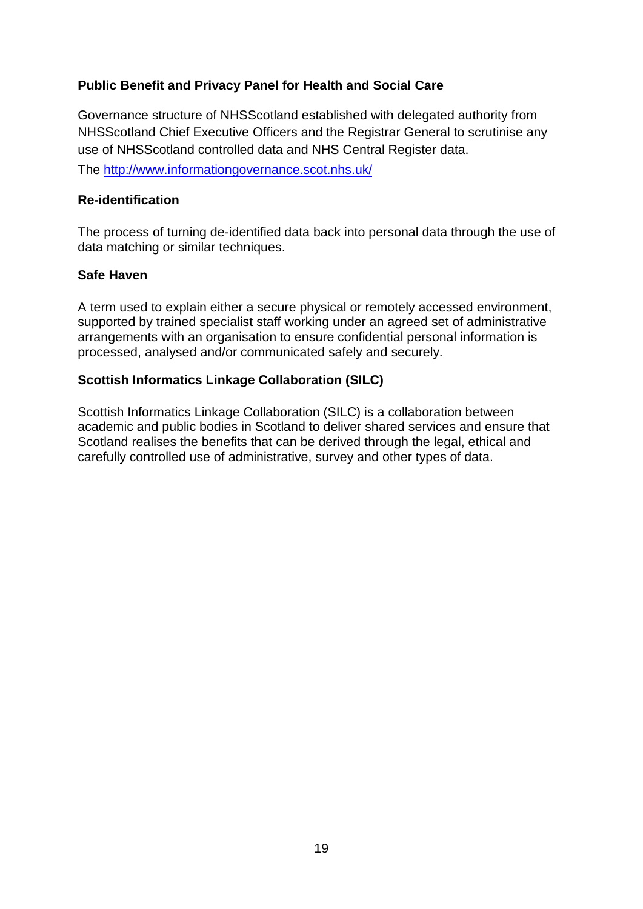**Public Benefit and Privacy Panel for Health and Social Care**

Governance structure of NHSScotland established with delegated authority from NHSScotland Chief Executive Officers and the Registrar General to scrutinise any use of NHSScotland controlled data and NHS Central Register data.

The [http://www.informationgovernance.scot.nhs.uk/](http://www.informationgovernance.scot.nhs.uk/)

**Re-identification**

The process of turning de-identified data back into personal data through the use of data matching or similar techniques.

**Safe Haven**

A term used to explain either a secure physical or remotely accessed environment, supported by trained specialist staff working under an agreed set of administrative arrangements with an organisation to ensure confidential personal information is processed, analysed and/or communicated safely and securely.

**Scottish Informatics Linkage Collaboration (SILC)**

Scottish Informatics Linkage Collaboration (SILC) is a collaboration between academic and public bodies in Scotland to deliver shared services and ensure that Scotland realises the benefits that can be derived through the legal, ethical and carefully controlled use of administrative, survey and other types of data.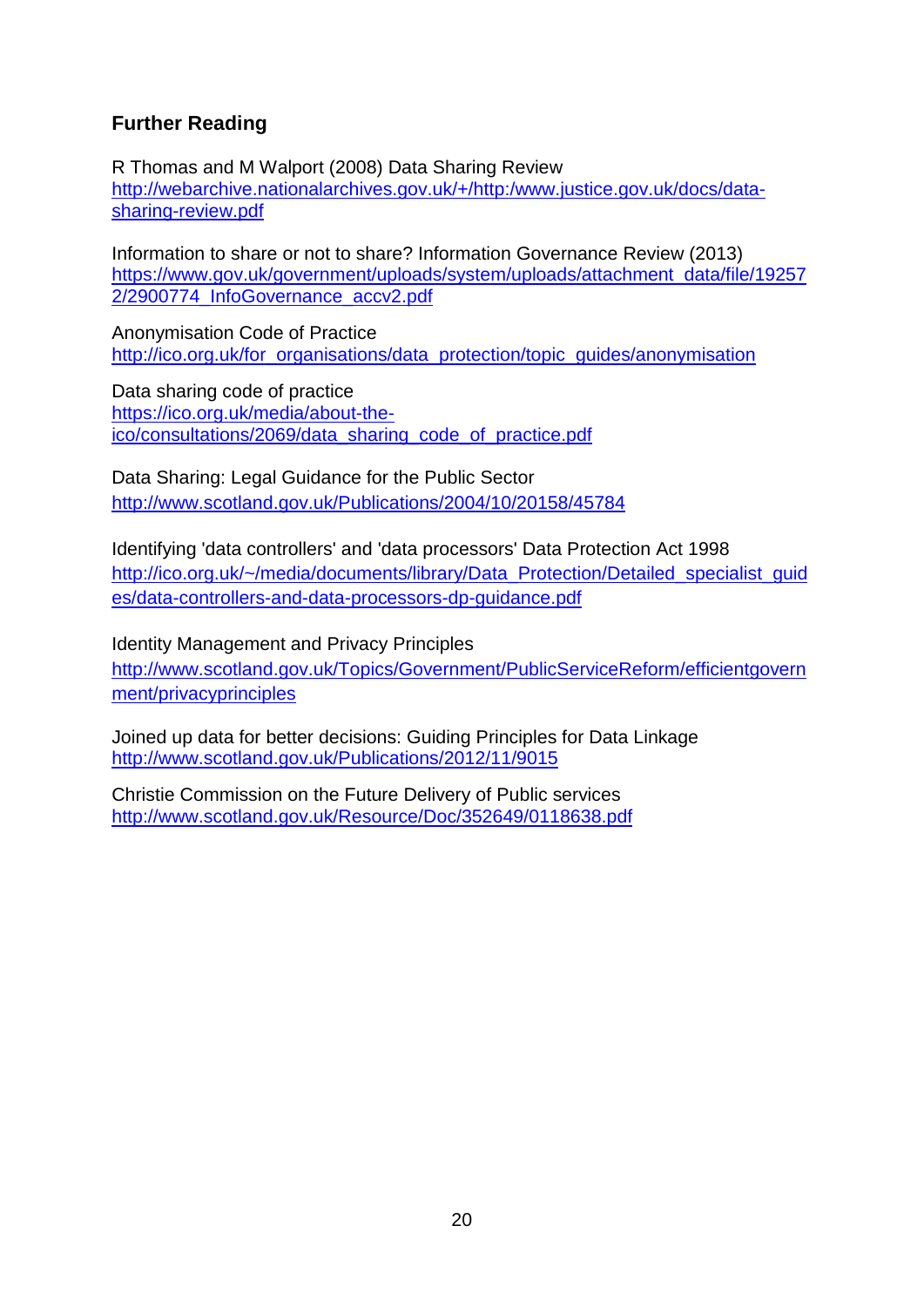## Further Reading

R Thomas and M Walport (2008) Data Sharing Review
http://webarchive.nationalarchives.gov.uk/+/http:/www.justice.gov.uk/docs/data-sharing-review.pdf

Information to share or not to share? Information Governance Review (2013)
https://www.gov.uk/government/uploads/system/uploads/attachment_data/file/192572/2900774_InfoGovernance_accv2.pdf

Anonymisation Code of Practice
http://ico.org.uk/for_organisations/data_protection/topic_guides/anonymisation

Data sharing code of practice
https://ico.org.uk/media/about-the-ico/consultations/2069/data_sharing_code_of_practice.pdf

Data Sharing: Legal Guidance for the Public Sector
http://www.scotland.gov.uk/Publications/2004/10/20158/45784

Identifying 'data controllers' and 'data processors' Data Protection Act 1998
http://ico.org.uk/~/media/documents/library/Data_Protection/Detailed_specialist_guides/data-controllers-and-data-processors-dp-guidance.pdf

Identity Management and Privacy Principles
http://www.scotland.gov.uk/Topics/Government/PublicServiceReform/efficientgovernment/privacyprinciples

Joined up data for better decisions: Guiding Principles for Data Linkage
http://www.scotland.gov.uk/Publications/2012/11/9015

Christie Commission on the Future Delivery of Public services
http://www.scotland.gov.uk/Resource/Doc/352649/0118638.pdf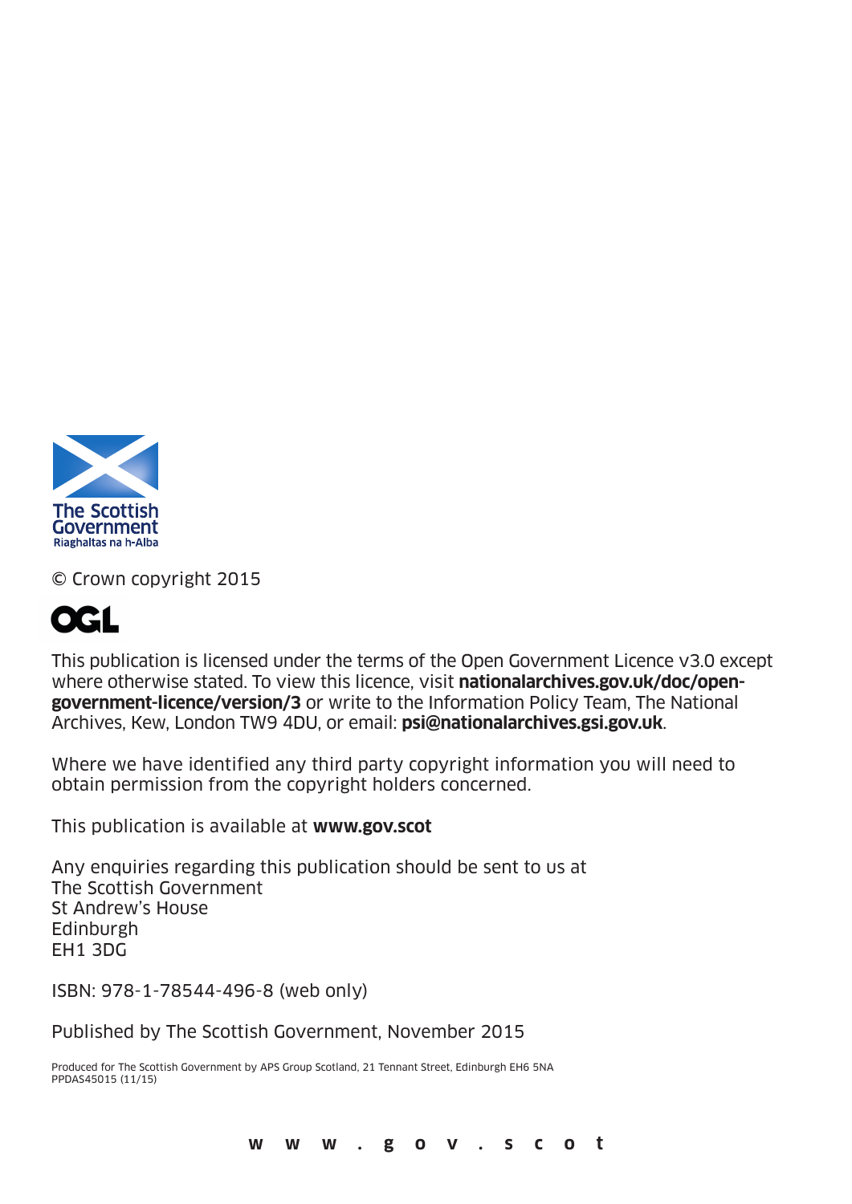The Scottish Government
Riaghaltas na h-Alba

© Crown copyright 2015

OGL

This publication is licensed under the terms of the Open Government Licence v3.0 except where otherwise stated. To view this licence, visit **nationalarchives.gov.uk/doc/open-government-licence/version/3** or write to the Information Policy Team, The National Archives, Kew, London TW9 4DU, or email: **psi@nationalarchives.gsi.gov.uk**.

Where we have identified any third party copyright information you will need to obtain permission from the copyright holders concerned.

This publication is available at **www.gov.scot**

Any enquiries regarding this publication should be sent to us at
The Scottish Government
St Andrew's House
Edinburgh
EH1 3DG

ISBN: 978-1-78544-496-8 (web only)

Published by The Scottish Government, November 2015

Produced for The Scottish Government by APS Group Scotland, 21 Tennant Street, Edinburgh EH6 5NA
PPDAS45015 (11/15)

**w w w . g o v . s c o t**